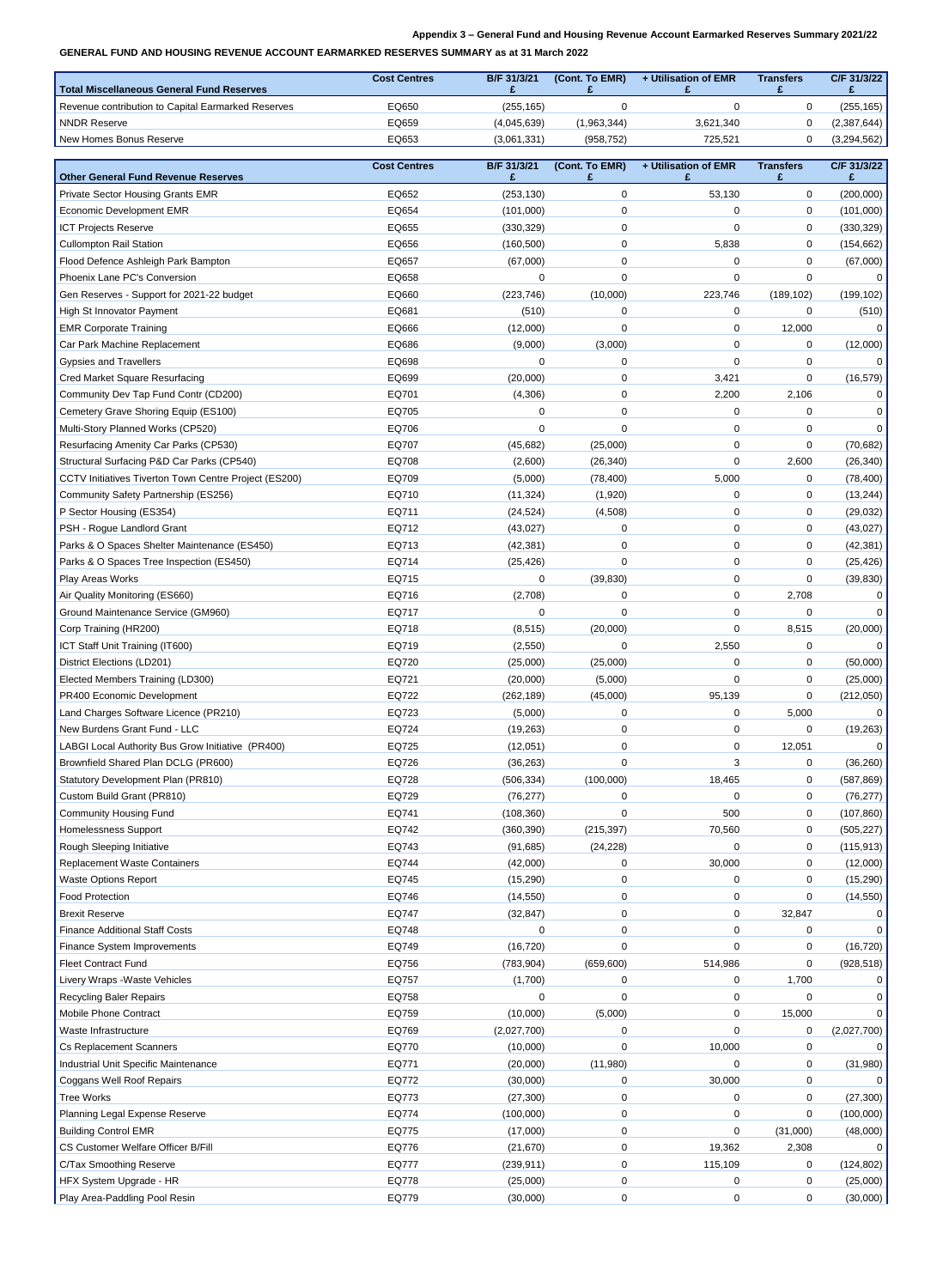**Appendix 3 – General Fund and Housing Revenue Account Earmarked Reserves Summary 2021/22**

**GENERAL FUND AND HOUSING REVENUE ACCOUNT EARMARKED RESERVES SUMMARY as at 31 March 2022**

| Total Miscellaneous General Fund Reserves | Cost Centres | B/F 31/3/21 £ | (Cont. To EMR) £ | + Utilisation of EMR £ | Transfers £ | C/F 31/3/22 £ |
|---|---|---|---|---|---|---|
| Revenue contribution to Capital Earmarked Reserves | EQ650 | (255,165) | 0 | 0 | 0 | (255,165) |
| NNDR Reserve | EQ659 | (4,045,639) | (1,963,344) | 3,621,340 | 0 | (2,387,644) |
| New Homes Bonus Reserve | EQ653 | (3,061,331) | (958,752) | 725,521 | 0 | (3,294,562) |

| Other General Fund Revenue Reserves | Cost Centres | B/F 31/3/21 £ | (Cont. To EMR) £ | + Utilisation of EMR £ | Transfers £ | C/F 31/3/22 £ |
|---|---|---|---|---|---|---|
| Private Sector Housing Grants EMR | EQ652 | (253,130) | 0 | 53,130 | 0 | (200,000) |
| Economic Development EMR | EQ654 | (101,000) | 0 | 0 | 0 | (101,000) |
| ICT Projects Reserve | EQ655 | (330,329) | 0 | 0 | 0 | (330,329) |
| Cullompton Rail Station | EQ656 | (160,500) | 0 | 5,838 | 0 | (154,662) |
| Flood Defence Ashleigh Park Bampton | EQ657 | (67,000) | 0 | 0 | 0 | (67,000) |
| Phoenix Lane PC's Conversion | EQ658 | 0 | 0 | 0 | 0 | 0 |
| Gen Reserves - Support for 2021-22 budget | EQ660 | (223,746) | (10,000) | 223,746 | (189,102) | (199,102) |
| High St Innovator Payment | EQ681 | (510) | 0 | 0 | 0 | (510) |
| EMR Corporate Training | EQ666 | (12,000) | 0 | 0 | 12,000 | 0 |
| Car Park Machine Replacement | EQ686 | (9,000) | (3,000) | 0 | 0 | (12,000) |
| Gypsies and Travellers | EQ698 | 0 | 0 | 0 | 0 | 0 |
| Cred Market Square Resurfacing | EQ699 | (20,000) | 0 | 3,421 | 0 | (16,579) |
| Community Dev Tap Fund Contr (CD200) | EQ701 | (4,306) | 0 | 2,200 | 2,106 | 0 |
| Cemetery Grave Shoring Equip (ES100) | EQ705 | 0 | 0 | 0 | 0 | 0 |
| Multi-Story Planned Works (CP520) | EQ706 | 0 | 0 | 0 | 0 | 0 |
| Resurfacing Amenity Car Parks (CP530) | EQ707 | (45,682) | (25,000) | 0 | 0 | (70,682) |
| Structural Surfacing P&D Car Parks (CP540) | EQ708 | (2,600) | (26,340) | 0 | 2,600 | (26,340) |
| CCTV Initiatives Tiverton Town Centre Project (ES200) | EQ709 | (5,000) | (78,400) | 5,000 | 0 | (78,400) |
| Community Safety Partnership (ES256) | EQ710 | (11,324) | (1,920) | 0 | 0 | (13,244) |
| P Sector Housing (ES354) | EQ711 | (24,524) | (4,508) | 0 | 0 | (29,032) |
| PSH - Rogue Landlord Grant | EQ712 | (43,027) | 0 | 0 | 0 | (43,027) |
| Parks & O Spaces Shelter Maintenance (ES450) | EQ713 | (42,381) | 0 | 0 | 0 | (42,381) |
| Parks & O Spaces Tree Inspection (ES450) | EQ714 | (25,426) | 0 | 0 | 0 | (25,426) |
| Play Areas Works | EQ715 | 0 | (39,830) | 0 | 0 | (39,830) |
| Air Quality Monitoring (ES660) | EQ716 | (2,708) | 0 | 0 | 2,708 | 0 |
| Ground Maintenance Service (GM960) | EQ717 | 0 | 0 | 0 | 0 | 0 |
| Corp Training (HR200) | EQ718 | (8,515) | (20,000) | 0 | 8,515 | (20,000) |
| ICT Staff Unit Training (IT600) | EQ719 | (2,550) | 0 | 2,550 | 0 | 0 |
| District Elections (LD201) | EQ720 | (25,000) | (25,000) | 0 | 0 | (50,000) |
| Elected Members Training (LD300) | EQ721 | (20,000) | (5,000) | 0 | 0 | (25,000) |
| PR400 Economic Development | EQ722 | (262,189) | (45,000) | 95,139 | 0 | (212,050) |
| Land Charges Software Licence (PR210) | EQ723 | (5,000) | 0 | 0 | 5,000 | 0 |
| New Burdens Grant Fund - LLC | EQ724 | (19,263) | 0 | 0 | 0 | (19,263) |
| LABGI Local Authority Bus Grow Initiative (PR400) | EQ725 | (12,051) | 0 | 0 | 12,051 | 0 |
| Brownfield Shared Plan DCLG (PR600) | EQ726 | (36,263) | 0 | 3 | 0 | (36,260) |
| Statutory Development Plan (PR810) | EQ728 | (506,334) | (100,000) | 18,465 | 0 | (587,869) |
| Custom Build Grant (PR810) | EQ729 | (76,277) | 0 | 0 | 0 | (76,277) |
| Community Housing Fund | EQ741 | (108,360) | 0 | 500 | 0 | (107,860) |
| Homelessness Support | EQ742 | (360,390) | (215,397) | 70,560 | 0 | (505,227) |
| Rough Sleeping Initiative | EQ743 | (91,685) | (24,228) | 0 | 0 | (115,913) |
| Replacement Waste Containers | EQ744 | (42,000) | 0 | 30,000 | 0 | (12,000) |
| Waste Options Report | EQ745 | (15,290) | 0 | 0 | 0 | (15,290) |
| Food Protection | EQ746 | (14,550) | 0 | 0 | 0 | (14,550) |
| Brexit Reserve | EQ747 | (32,847) | 0 | 0 | 32,847 | 0 |
| Finance Additional Staff Costs | EQ748 | 0 | 0 | 0 | 0 | 0 |
| Finance System Improvements | EQ749 | (16,720) | 0 | 0 | 0 | (16,720) |
| Fleet Contract Fund | EQ756 | (783,904) | (659,600) | 514,986 | 0 | (928,518) |
| Livery Wraps -Waste Vehicles | EQ757 | (1,700) | 0 | 0 | 1,700 | 0 |
| Recycling Baler Repairs | EQ758 | 0 | 0 | 0 | 0 | 0 |
| Mobile Phone Contract | EQ759 | (10,000) | (5,000) | 0 | 15,000 | 0 |
| Waste Infrastructure | EQ769 | (2,027,700) | 0 | 0 | 0 | (2,027,700) |
| Cs Replacement Scanners | EQ770 | (10,000) | 0 | 10,000 | 0 | 0 |
| Industrial Unit Specific Maintenance | EQ771 | (20,000) | (11,980) | 0 | 0 | (31,980) |
| Coggans Well Roof Repairs | EQ772 | (30,000) | 0 | 30,000 | 0 | 0 |
| Tree Works | EQ773 | (27,300) | 0 | 0 | 0 | (27,300) |
| Planning Legal Expense Reserve | EQ774 | (100,000) | 0 | 0 | 0 | (100,000) |
| Building Control EMR | EQ775 | (17,000) | 0 | 0 | (31,000) | (48,000) |
| CS Customer Welfare Officer B/Fill | EQ776 | (21,670) | 0 | 19,362 | 2,308 | 0 |
| C/Tax Smoothing Reserve | EQ777 | (239,911) | 0 | 115,109 | 0 | (124,802) |
| HFX System Upgrade - HR | EQ778 | (25,000) | 0 | 0 | 0 | (25,000) |
| Play Area-Paddling Pool Resin | EQ779 | (30,000) | 0 | 0 | 0 | (30,000) |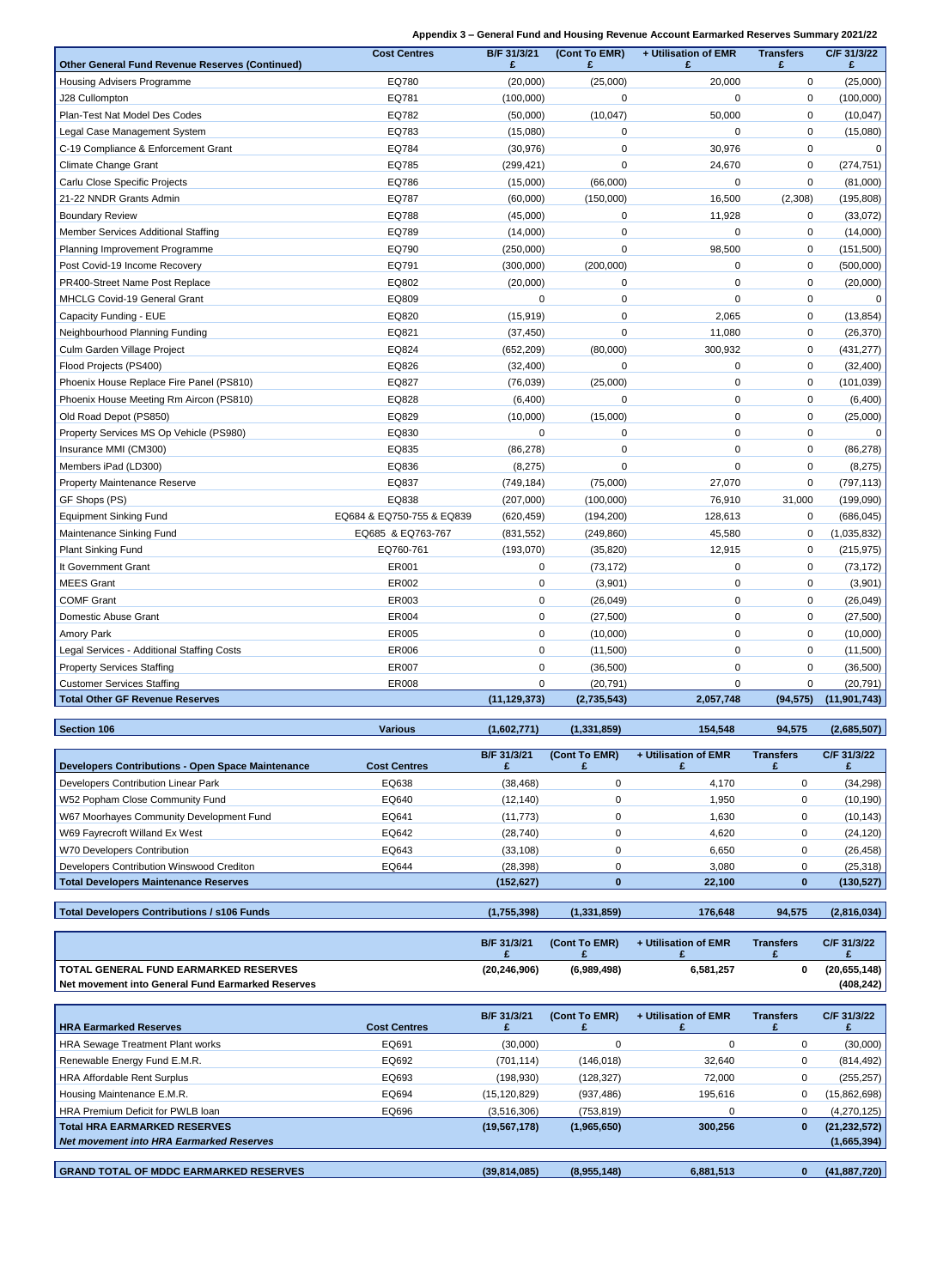**Appendix 3 – General Fund and Housing Revenue Account Earmarked Reserves Summary 2021/22**

| Other General Fund Revenue Reserves (Continued) | Cost Centres | B/F 31/3/21 £ | (Cont To EMR) £ | + Utilisation of EMR £ | Transfers £ | C/F 31/3/22 £ |
|---|---|---|---|---|---|---|
| Housing Advisers Programme | EQ780 | (20,000) | (25,000) | 20,000 | 0 | (25,000) |
| J28 Cullompton | EQ781 | (100,000) | 0 | 0 | 0 | (100,000) |
| Plan-Test Nat Model Des Codes | EQ782 | (50,000) | (10,047) | 50,000 | 0 | (10,047) |
| Legal Case Management System | EQ783 | (15,080) | 0 | 0 | 0 | (15,080) |
| C-19 Compliance & Enforcement Grant | EQ784 | (30,976) | 0 | 30,976 | 0 | 0 |
| Climate Change Grant | EQ785 | (299,421) | 0 | 24,670 | 0 | (274,751) |
| Carlu Close Specific Projects | EQ786 | (15,000) | (66,000) | 0 | 0 | (81,000) |
| 21-22 NNDR Grants Admin | EQ787 | (60,000) | (150,000) | 16,500 | (2,308) | (195,808) |
| Boundary Review | EQ788 | (45,000) | 0 | 11,928 | 0 | (33,072) |
| Member Services Additional Staffing | EQ789 | (14,000) | 0 | 0 | 0 | (14,000) |
| Planning Improvement Programme | EQ790 | (250,000) | 0 | 98,500 | 0 | (151,500) |
| Post Covid-19 Income Recovery | EQ791 | (300,000) | (200,000) | 0 | 0 | (500,000) |
| PR400-Street Name Post Replace | EQ802 | (20,000) | 0 | 0 | 0 | (20,000) |
| MHCLG Covid-19 General Grant | EQ809 | 0 | 0 | 0 | 0 | 0 |
| Capacity Funding - EUE | EQ820 | (15,919) | 0 | 2,065 | 0 | (13,854) |
| Neighbourhood Planning Funding | EQ821 | (37,450) | 0 | 11,080 | 0 | (26,370) |
| Culm Garden Village Project | EQ824 | (652,209) | (80,000) | 300,932 | 0 | (431,277) |
| Flood Projects (PS400) | EQ826 | (32,400) | 0 | 0 | 0 | (32,400) |
| Phoenix House Replace Fire Panel (PS810) | EQ827 | (76,039) | (25,000) | 0 | 0 | (101,039) |
| Phoenix House Meeting Rm Aircon (PS810) | EQ828 | (6,400) | 0 | 0 | 0 | (6,400) |
| Old Road Depot (PS850) | EQ829 | (10,000) | (15,000) | 0 | 0 | (25,000) |
| Property Services MS Op Vehicle (PS980) | EQ830 | 0 | 0 | 0 | 0 | 0 |
| Insurance MMI (CM300) | EQ835 | (86,278) | 0 | 0 | 0 | (86,278) |
| Members iPad (LD300) | EQ836 | (8,275) | 0 | 0 | 0 | (8,275) |
| Property Maintenance Reserve | EQ837 | (749,184) | (75,000) | 27,070 | 0 | (797,113) |
| GF Shops (PS) | EQ838 | (207,000) | (100,000) | 76,910 | 31,000 | (199,090) |
| Equipment Sinking Fund | EQ684 & EQ750-755 & EQ839 | (620,459) | (194,200) | 128,613 | 0 | (686,045) |
| Maintenance Sinking Fund | EQ685 & EQ763-767 | (831,552) | (249,860) | 45,580 | 0 | (1,035,832) |
| Plant Sinking Fund | EQ760-761 | (193,070) | (35,820) | 12,915 | 0 | (215,975) |
| It Government Grant | ER001 | 0 | (73,172) | 0 | 0 | (73,172) |
| MEES Grant | ER002 | 0 | (3,901) | 0 | 0 | (3,901) |
| COMF Grant | ER003 | 0 | (26,049) | 0 | 0 | (26,049) |
| Domestic Abuse Grant | ER004 | 0 | (27,500) | 0 | 0 | (27,500) |
| Amory Park | ER005 | 0 | (10,000) | 0 | 0 | (10,000) |
| Legal Services - Additional Staffing Costs | ER006 | 0 | (11,500) | 0 | 0 | (11,500) |
| Property Services Staffing | ER007 | 0 | (36,500) | 0 | 0 | (36,500) |
| Customer Services Staffing | ER008 | 0 | (20,791) | 0 | 0 | (20,791) |
| **Total Other GF Revenue Reserves** | | **(11,129,373)** | **(2,735,543)** | **2,057,748** | **(94,575)** | **(11,901,743)** |

| | | | | | | |
|---|---|---|---|---|---|---|
| **Section 106** | **Various** | **(1,602,771)** | **(1,331,859)** | **154,548** | **94,575** | **(2,685,507)** |

| Developers Contributions - Open Space Maintenance | Cost Centres | B/F 31/3/21 £ | (Cont To EMR) £ | + Utilisation of EMR £ | Transfers £ | C/F 31/3/22 £ |
|---|---|---|---|---|---|---|
| Developers Contribution Linear Park | EQ638 | (38,468) | 0 | 4,170 | 0 | (34,298) |
| W52 Popham Close Community Fund | EQ640 | (12,140) | 0 | 1,950 | 0 | (10,190) |
| W67 Moorhayes Community Development Fund | EQ641 | (11,773) | 0 | 1,630 | 0 | (10,143) |
| W69 Fayrecroft Willand Ex West | EQ642 | (28,740) | 0 | 4,620 | 0 | (24,120) |
| W70 Developers Contribution | EQ643 | (33,108) | 0 | 6,650 | 0 | (26,458) |
| Developers Contribution Winswood Crediton | EQ644 | (28,398) | 0 | 3,080 | 0 | (25,318) |
| **Total Developers Maintenance Reserves** | | **(152,627)** | **0** | **22,100** | **0** | **(130,527)** |

| | | | | | | |
|---|---|---|---|---|---|---|
| **Total Developers Contributions / s106 Funds** | | **(1,755,398)** | **(1,331,859)** | **176,648** | **94,575** | **(2,816,034)** |

| | B/F 31/3/21 £ | (Cont To EMR) £ | + Utilisation of EMR £ | Transfers £ | C/F 31/3/22 £ |
|---|---|---|---|---|---|
| **TOTAL GENERAL FUND EARMARKED RESERVES** | **(20,246,906)** | **(6,989,498)** | **6,581,257** | **0** | **(20,655,148)** |
| **Net movement into General Fund Earmarked Reserves** | | | | | **(408,242)** |

| HRA Earmarked Reserves | Cost Centres | B/F 31/3/21 £ | (Cont To EMR) £ | + Utilisation of EMR £ | Transfers £ | C/F 31/3/22 £ |
|---|---|---|---|---|---|---|
| HRA Sewage Treatment Plant works | EQ691 | (30,000) | 0 | 0 | 0 | (30,000) |
| Renewable Energy Fund E.M.R. | EQ692 | (701,114) | (146,018) | 32,640 | 0 | (814,492) |
| HRA Affordable Rent Surplus | EQ693 | (198,930) | (128,327) | 72,000 | 0 | (255,257) |
| Housing Maintenance E.M.R. | EQ694 | (15,120,829) | (937,486) | 195,616 | 0 | (15,862,698) |
| HRA Premium Deficit for PWLB loan | EQ696 | (3,516,306) | (753,819) | 0 | 0 | (4,270,125) |
| **Total HRA EARMARKED RESERVES** | | **(19,567,178)** | **(1,965,650)** | **300,256** | **0** | **(21,232,572)** |
| ***Net movement into HRA Earmarked Reserves*** | | | | | | **(1,665,394)** |

| | | | | | | |
|---|---|---|---|---|---|---|
| **GRAND TOTAL OF MDDC EARMARKED RESERVES** | | **(39,814,085)** | **(8,955,148)** | **6,881,513** | **0** | **(41,887,720)** |